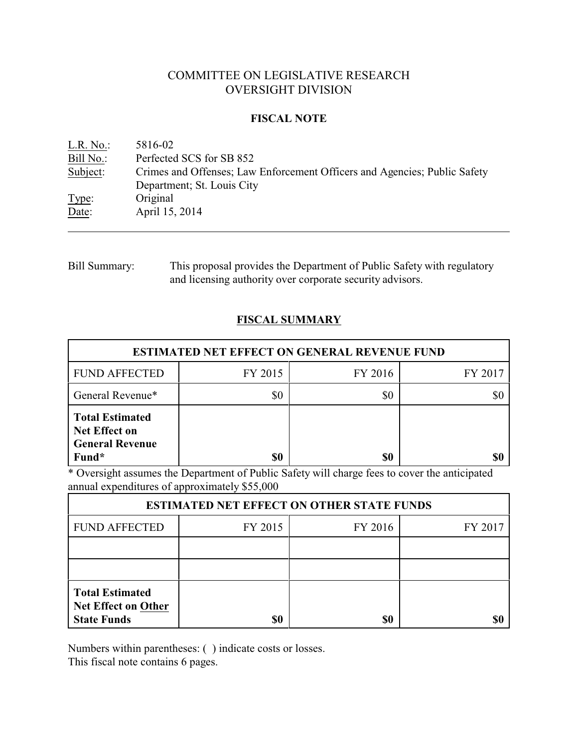# COMMITTEE ON LEGISLATIVE RESEARCH
# OVERSIGHT DIVISION

## FISCAL NOTE

L.R. No.: 5816-02
Bill No.: Perfected SCS for SB 852
Subject: Crimes and Offenses; Law Enforcement Officers and Agencies; Public Safety Department; St. Louis City
Type: Original
Date: April 15, 2014

---

Bill Summary: This proposal provides the Department of Public Safety with regulatory and licensing authority over corporate security advisors.

## FISCAL SUMMARY

| ESTIMATED NET EFFECT ON GENERAL REVENUE FUND | | | |
|---|---|---|---|
| FUND AFFECTED | FY 2015 | FY 2016 | FY 2017 |
| General Revenue* | $0 | $0 | $0 |
| **Total Estimated Net Effect on General Revenue Fund*** | **$0** | **$0** | **$0** |

* Oversight assumes the Department of Public Safety will charge fees to cover the anticipated annual expenditures of approximately $55,000

| ESTIMATED NET EFFECT ON OTHER STATE FUNDS | | | |
|---|---|---|---|
| FUND AFFECTED | FY 2015 | FY 2016 | FY 2017 |
| | | | |
| | | | |
| **Total Estimated Net Effect on Other State Funds** | **$0** | **$0** | **$0** |

Numbers within parentheses: ( ) indicate costs or losses.
This fiscal note contains 6 pages.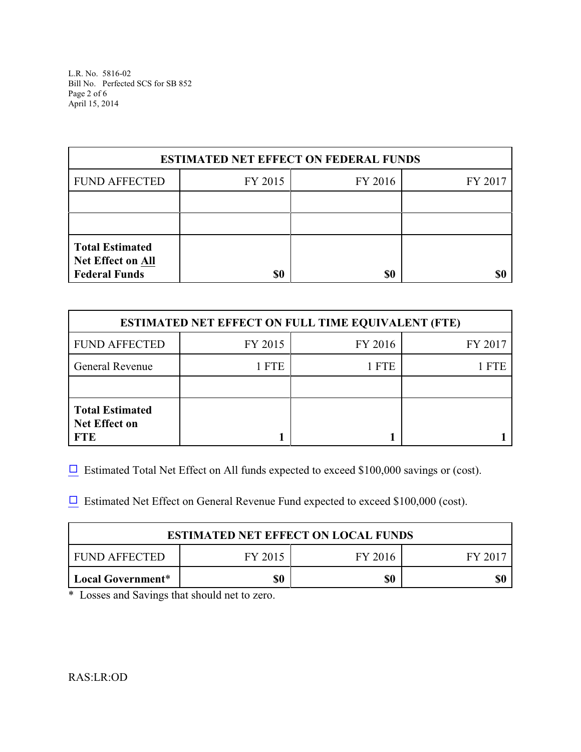| ESTIMATED NET EFFECT ON FEDERAL FUNDS | | | |
|---|---|---|---|
| FUND AFFECTED | FY 2015 | FY 2016 | FY 2017 |
| | | | |
| | | | |
| **Total Estimated Net Effect on All Federal Funds** | **$0** | **$0** | **$0** |

| ESTIMATED NET EFFECT ON FULL TIME EQUIVALENT (FTE) | | | |
|---|---|---|---|
| FUND AFFECTED | FY 2015 | FY 2016 | FY 2017 |
| General Revenue | 1 FTE | 1 FTE | 1 FTE |
| | | | |
| **Total Estimated Net Effect on FTE** | **1** | **1** | **1** |

☐ Estimated Total Net Effect on All funds expected to exceed $100,000 savings or (cost).

☐ Estimated Net Effect on General Revenue Fund expected to exceed $100,000 (cost).

| ESTIMATED NET EFFECT ON LOCAL FUNDS | | | |
|---|---|---|---|
| FUND AFFECTED | FY 2015 | FY 2016 | FY 2017 |
| **Local Government*** | **$0** | **$0** | **$0** |

* Losses and Savings that should net to zero.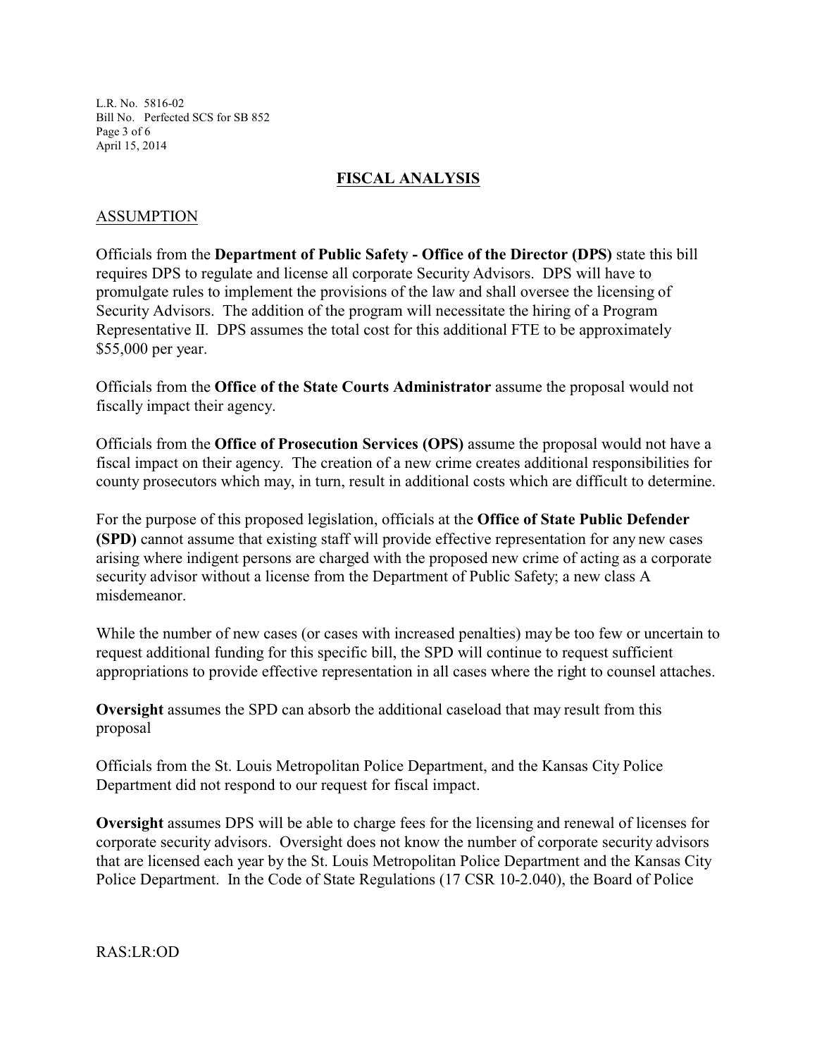## FISCAL ANALYSIS

### ASSUMPTION

Officials from the **Department of Public Safety - Office of the Director (DPS)** state this bill requires DPS to regulate and license all corporate Security Advisors. DPS will have to promulgate rules to implement the provisions of the law and shall oversee the licensing of Security Advisors. The addition of the program will necessitate the hiring of a Program Representative II. DPS assumes the total cost for this additional FTE to be approximately $55,000 per year.

Officials from the **Office of the State Courts Administrator** assume the proposal would not fiscally impact their agency.

Officials from the **Office of Prosecution Services (OPS)** assume the proposal would not have a fiscal impact on their agency. The creation of a new crime creates additional responsibilities for county prosecutors which may, in turn, result in additional costs which are difficult to determine.

For the purpose of this proposed legislation, officials at the **Office of State Public Defender (SPD)** cannot assume that existing staff will provide effective representation for any new cases arising where indigent persons are charged with the proposed new crime of acting as a corporate security advisor without a license from the Department of Public Safety; a new class A misdemeanor.

While the number of new cases (or cases with increased penalties) may be too few or uncertain to request additional funding for this specific bill, the SPD will continue to request sufficient appropriations to provide effective representation in all cases where the right to counsel attaches.

**Oversight** assumes the SPD can absorb the additional caseload that may result from this proposal

Officials from the St. Louis Metropolitan Police Department, and the Kansas City Police Department did not respond to our request for fiscal impact.

**Oversight** assumes DPS will be able to charge fees for the licensing and renewal of licenses for corporate security advisors. Oversight does not know the number of corporate security advisors that are licensed each year by the St. Louis Metropolitan Police Department and the Kansas City Police Department. In the Code of State Regulations (17 CSR 10-2.040), the Board of Police

RAS:LR:OD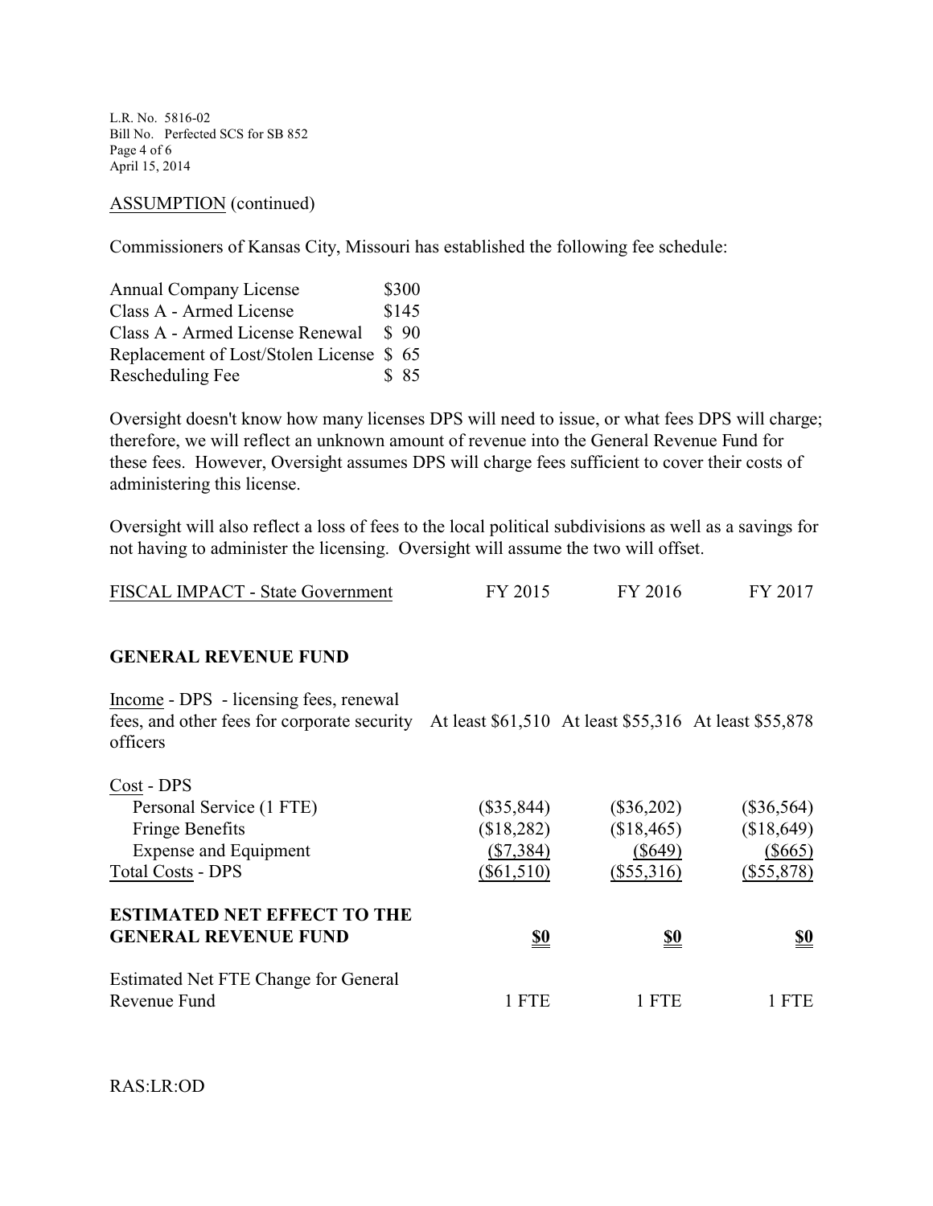ASSUMPTION (continued)

Commissioners of Kansas City, Missouri has established the following fee schedule:

| | |
|---|---|
| Annual Company License | $300 |
| Class A - Armed License | $145 |
| Class A - Armed License Renewal | $ 90 |
| Replacement of Lost/Stolen License | $ 65 |
| Rescheduling Fee | $ 85 |

Oversight doesn't know how many licenses DPS will need to issue, or what fees DPS will charge; therefore, we will reflect an unknown amount of revenue into the General Revenue Fund for these fees. However, Oversight assumes DPS will charge fees sufficient to cover their costs of administering this license.

Oversight will also reflect a loss of fees to the local political subdivisions as well as a savings for not having to administer the licensing. Oversight will assume the two will offset.

| FISCAL IMPACT - State Government | FY 2015 | FY 2016 | FY 2017 |
|---|---|---|---|
| **GENERAL REVENUE FUND** | | | |
| Income - DPS - licensing fees, renewal fees, and other fees for corporate security officers | At least $61,510 | At least $55,316 | At least $55,878 |
| Cost - DPS | | | |
| Personal Service (1 FTE) | ($35,844) | ($36,202) | ($36,564) |
| Fringe Benefits | ($18,282) | ($18,465) | ($18,649) |
| Expense and Equipment | ($7,384) | ($649) | ($665) |
| Total Costs - DPS | ($61,510) | ($55,316) | ($55,878) |
| **ESTIMATED NET EFFECT TO THE GENERAL REVENUE FUND** | **$0** | **$0** | **$0** |
| Estimated Net FTE Change for General Revenue Fund | 1 FTE | 1 FTE | 1 FTE |

RAS:LR:OD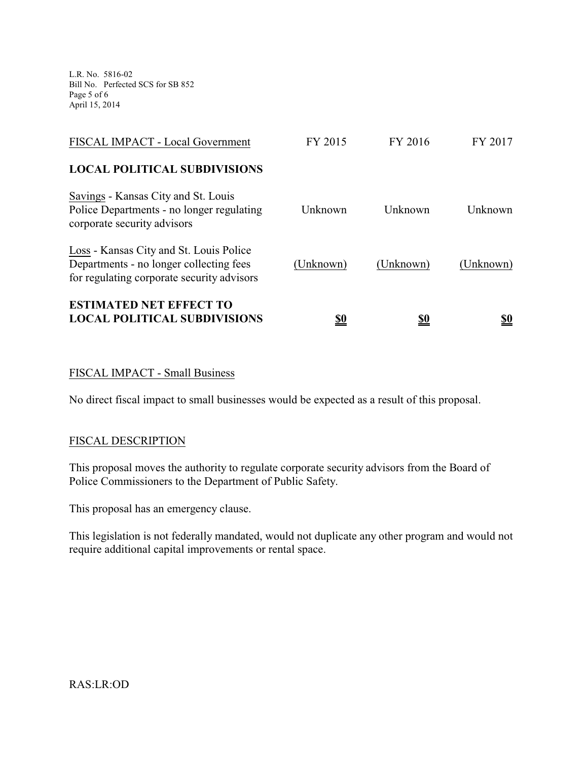| FISCAL IMPACT - Local Government | FY 2015 | FY 2016 | FY 2017 |
|---|---|---|---|
| **LOCAL POLITICAL SUBDIVISIONS** | | | |
| Savings - Kansas City and St. Louis Police Departments - no longer regulating corporate security advisors | Unknown | Unknown | Unknown |
| Loss - Kansas City and St. Louis Police Departments - no longer collecting fees for regulating corporate security advisors | (Unknown) | (Unknown) | (Unknown) |
| **ESTIMATED NET EFFECT TO LOCAL POLITICAL SUBDIVISIONS** | **$0** | **$0** | **$0** |

FISCAL IMPACT - Small Business

No direct fiscal impact to small businesses would be expected as a result of this proposal.

FISCAL DESCRIPTION

This proposal moves the authority to regulate corporate security advisors from the Board of Police Commissioners to the Department of Public Safety.

This proposal has an emergency clause.

This legislation is not federally mandated, would not duplicate any other program and would not require additional capital improvements or rental space.

RAS:LR:OD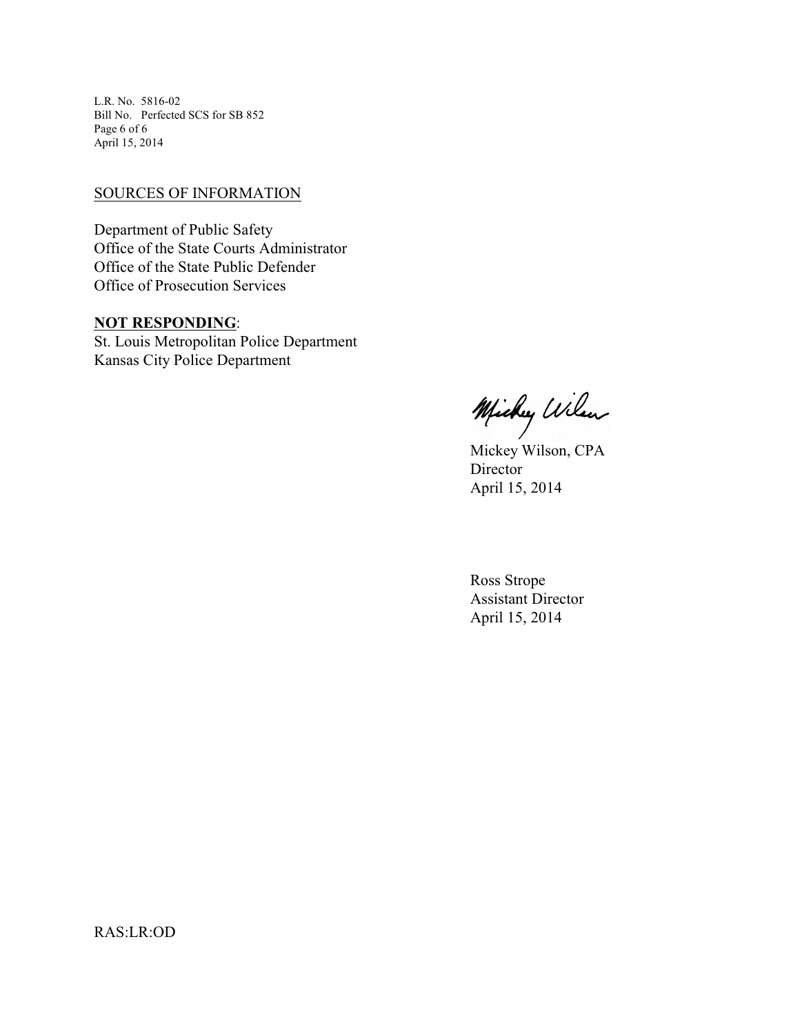SOURCES OF INFORMATION

Department of Public Safety
Office of the State Courts Administrator
Office of the State Public Defender
Office of Prosecution Services

**NOT RESPONDING**:
St. Louis Metropolitan Police Department
Kansas City Police Department

Mickey Wilson, CPA
Director
April 15, 2014

Ross Strope
Assistant Director
April 15, 2014

RAS:LR:OD